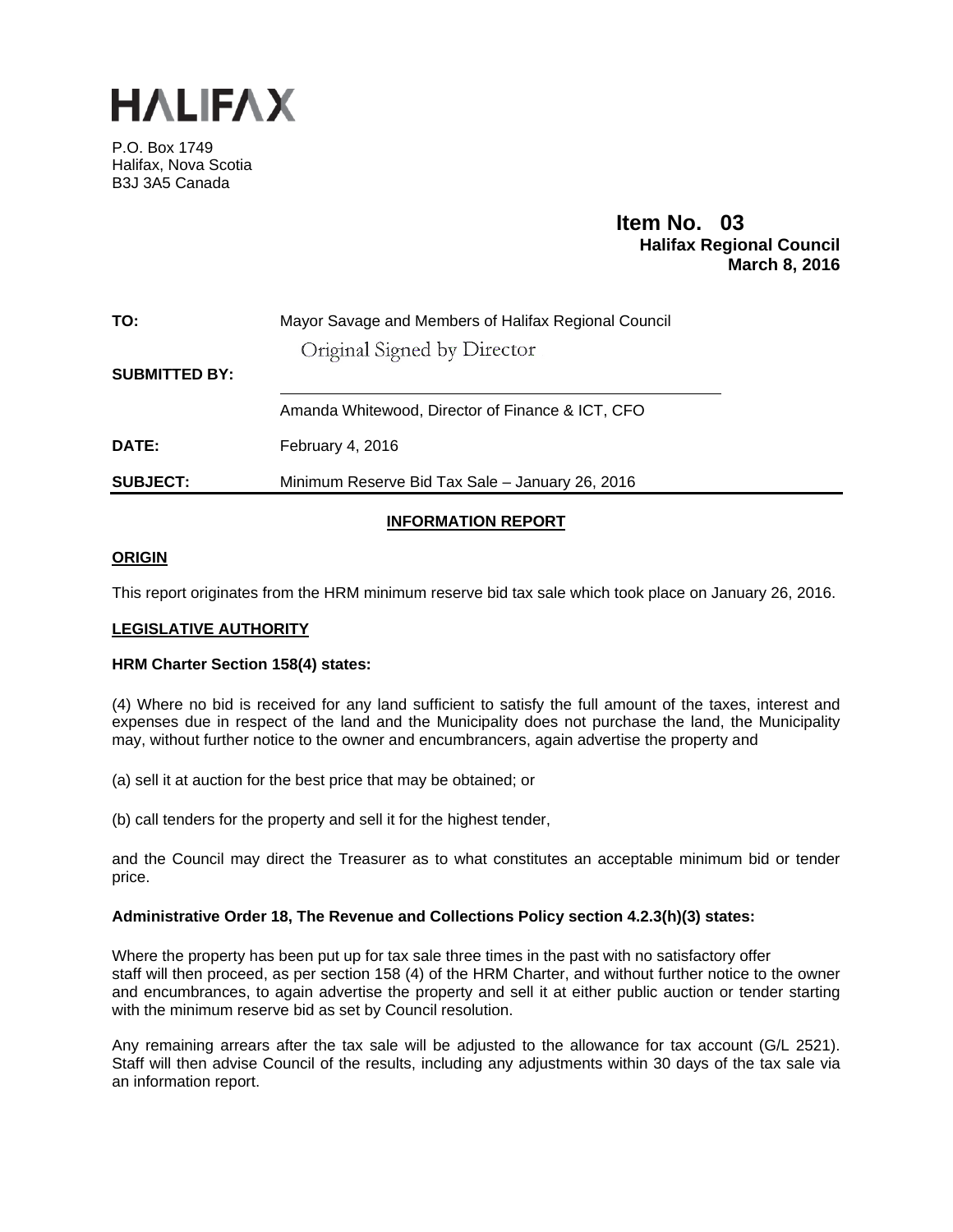# HALIFAX

P.O. Box 1749
Halifax, Nova Scotia
B3J 3A5 Canada

**Item No. 03**
**Halifax Regional Council**
**March 8, 2016**

| | |
|---|---|
| **TO:** | Mayor Savage and Members of Halifax Regional Council |
| **SUBMITTED BY:** | Original Signed by Director<br>Amanda Whitewood, Director of Finance & ICT, CFO |
| **DATE:** | February 4, 2016 |
| **SUBJECT:** | Minimum Reserve Bid Tax Sale – January 26, 2016 |

## INFORMATION REPORT

### ORIGIN

This report originates from the HRM minimum reserve bid tax sale which took place on January 26, 2016.

### LEGISLATIVE AUTHORITY

**HRM Charter Section 158(4) states:**

(4) Where no bid is received for any land sufficient to satisfy the full amount of the taxes, interest and expenses due in respect of the land and the Municipality does not purchase the land, the Municipality may, without further notice to the owner and encumbrancers, again advertise the property and

(a) sell it at auction for the best price that may be obtained; or

(b) call tenders for the property and sell it for the highest tender,

and the Council may direct the Treasurer as to what constitutes an acceptable minimum bid or tender price.

**Administrative Order 18, The Revenue and Collections Policy section 4.2.3(h)(3) states:**

Where the property has been put up for tax sale three times in the past with no satisfactory offer staff will then proceed, as per section 158 (4) of the HRM Charter, and without further notice to the owner and encumbrances, to again advertise the property and sell it at either public auction or tender starting with the minimum reserve bid as set by Council resolution.

Any remaining arrears after the tax sale will be adjusted to the allowance for tax account (G/L 2521). Staff will then advise Council of the results, including any adjustments within 30 days of the tax sale via an information report.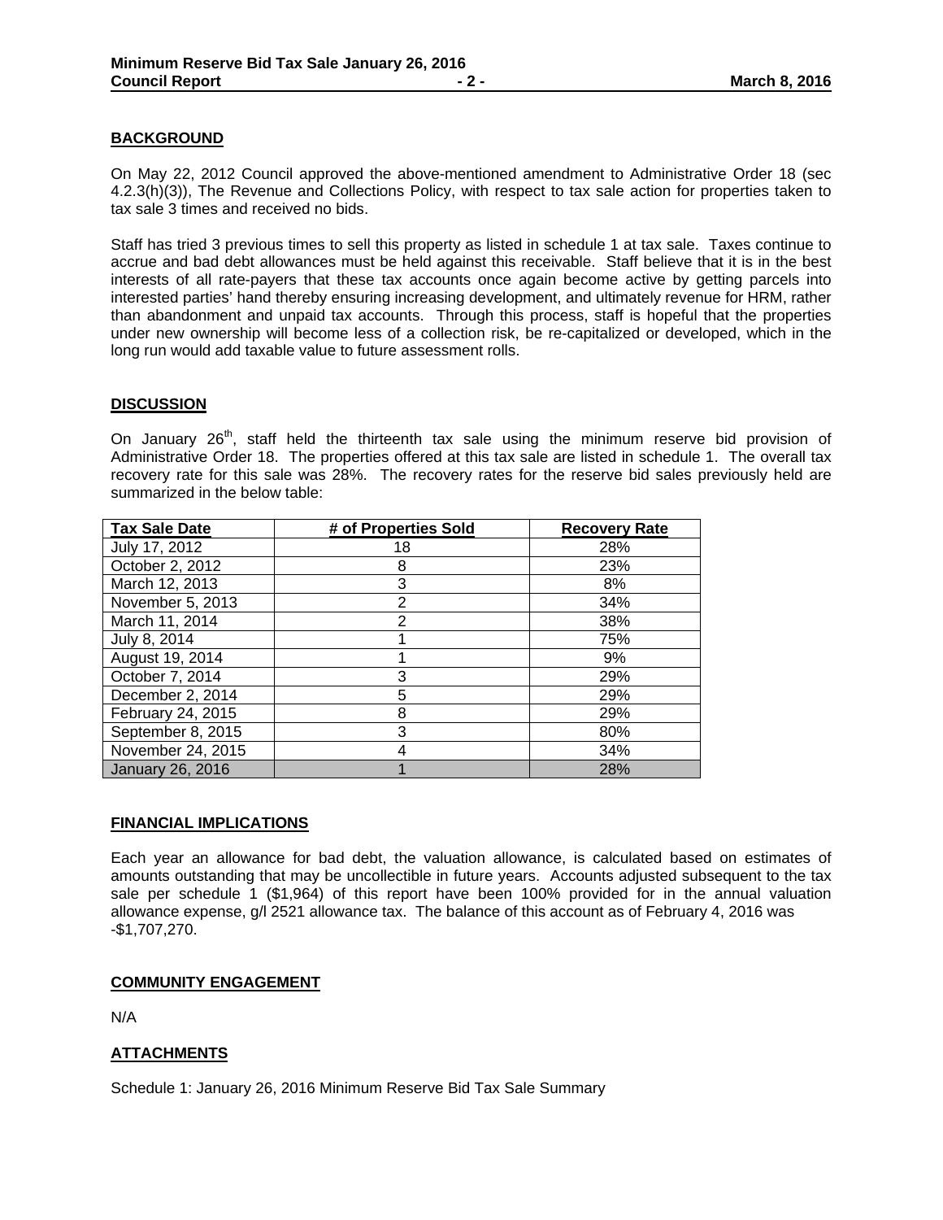## BACKGROUND

On May 22, 2012 Council approved the above-mentioned amendment to Administrative Order 18 (sec 4.2.3(h)(3)), The Revenue and Collections Policy, with respect to tax sale action for properties taken to tax sale 3 times and received no bids.

Staff has tried 3 previous times to sell this property as listed in schedule 1 at tax sale. Taxes continue to accrue and bad debt allowances must be held against this receivable. Staff believe that it is in the best interests of all rate-payers that these tax accounts once again become active by getting parcels into interested parties' hand thereby ensuring increasing development, and ultimately revenue for HRM, rather than abandonment and unpaid tax accounts. Through this process, staff is hopeful that the properties under new ownership will become less of a collection risk, be re-capitalized or developed, which in the long run would add taxable value to future assessment rolls.

## DISCUSSION

On January 26th, staff held the thirteenth tax sale using the minimum reserve bid provision of Administrative Order 18. The properties offered at this tax sale are listed in schedule 1. The overall tax recovery rate for this sale was 28%. The recovery rates for the reserve bid sales previously held are summarized in the below table:

| Tax Sale Date | # of Properties Sold | Recovery Rate |
|---|---|---|
| July 17, 2012 | 18 | 28% |
| October 2, 2012 | 8 | 23% |
| March 12, 2013 | 3 | 8% |
| November 5, 2013 | 2 | 34% |
| March 11, 2014 | 2 | 38% |
| July 8, 2014 | 1 | 75% |
| August 19, 2014 | 1 | 9% |
| October 7, 2014 | 3 | 29% |
| December 2, 2014 | 5 | 29% |
| February 24, 2015 | 8 | 29% |
| September 8, 2015 | 3 | 80% |
| November 24, 2015 | 4 | 34% |
| January 26, 2016 | 1 | 28% |

## FINANCIAL IMPLICATIONS

Each year an allowance for bad debt, the valuation allowance, is calculated based on estimates of amounts outstanding that may be uncollectible in future years. Accounts adjusted subsequent to the tax sale per schedule 1 ($1,964) of this report have been 100% provided for in the annual valuation allowance expense, g/l 2521 allowance tax. The balance of this account as of February 4, 2016 was -$1,707,270.

## COMMUNITY ENGAGEMENT

N/A

## ATTACHMENTS

Schedule 1: January 26, 2016 Minimum Reserve Bid Tax Sale Summary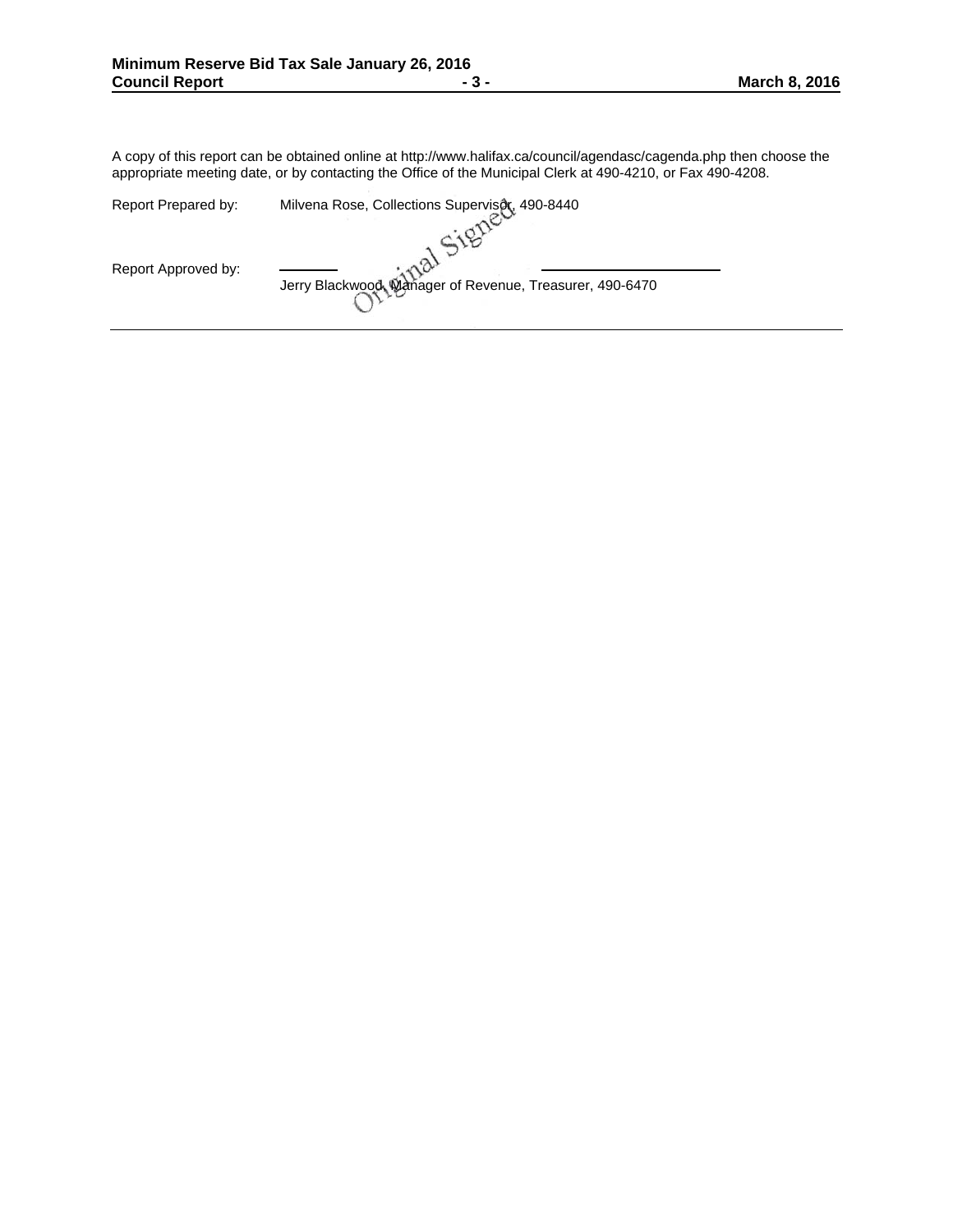A copy of this report can be obtained online at http://www.halifax.ca/council/agendasc/cagenda.php then choose the appropriate meeting date, or by contacting the Office of the Municipal Clerk at 490-4210, or Fax 490-4208.

Report Prepared by: Milvena Rose, Collections Supervisor, 490-8440

Original Signed

Report Approved by: Jerry Blackwood, Manager of Revenue, Treasurer, 490-6470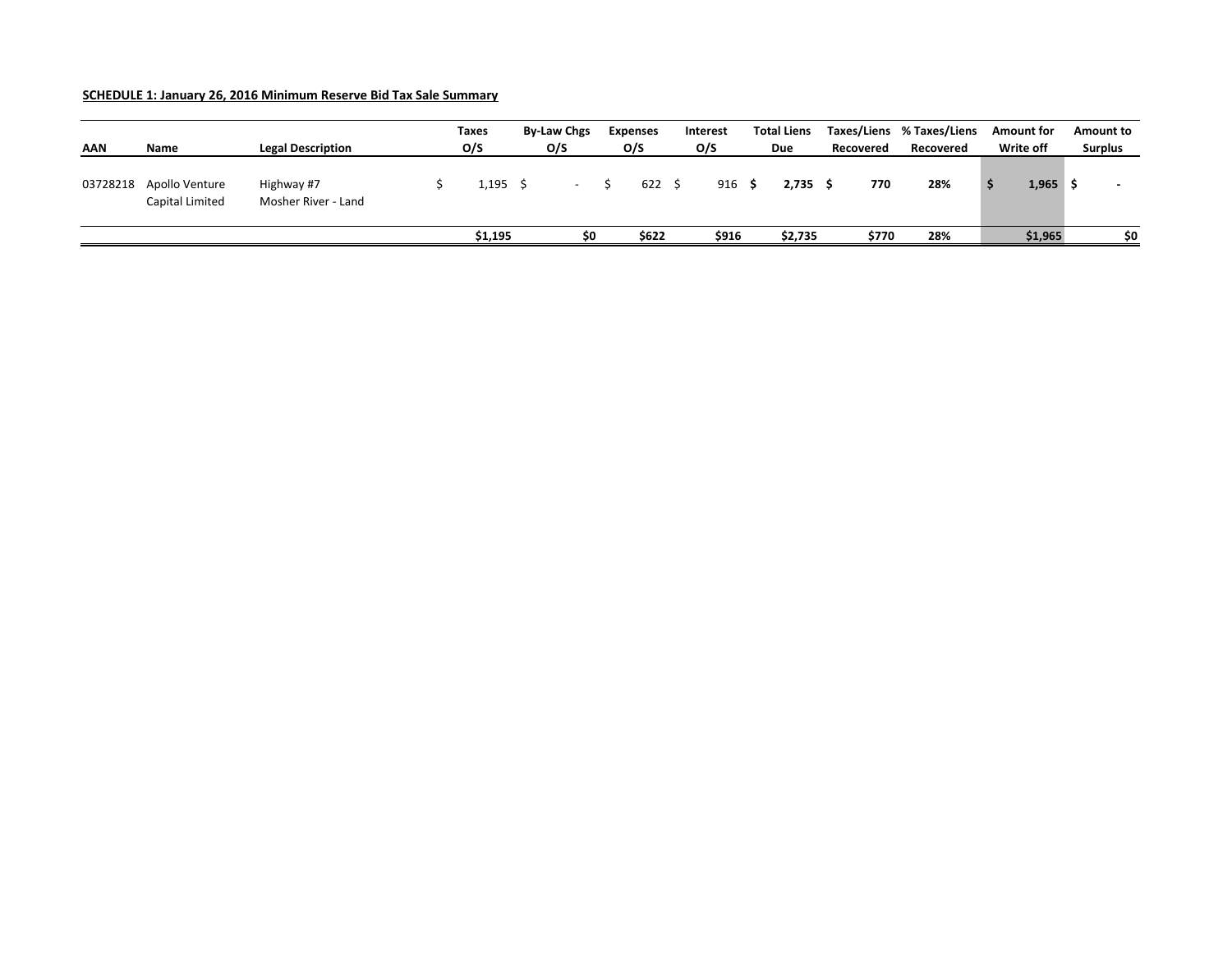**SCHEDULE 1: January 26, 2016 Minimum Reserve Bid Tax Sale Summary**

| AAN | Name | Legal Description | Taxes O/S | By-Law Chgs O/S | Expenses O/S | Interest O/S | Total Liens Due | Taxes/Liens Recovered | % Taxes/Liens Recovered | Amount for Write off | Amount to Surplus |
|---|---|---|---|---|---|---|---|---|---|---|---|
| 03728218 | Apollo Venture Capital Limited | Highway #7 Mosher River - Land | $ 1,195 | $ - | $ 622 | $ 916 | **$ 2,735** | **$ 770** | **28%** | **$ 1,965** | **$ -** |
| | | | **$1,195** | **$0** | **$622** | **$916** | **$2,735** | **$770** | **28%** | **$1,965** | **$0** |